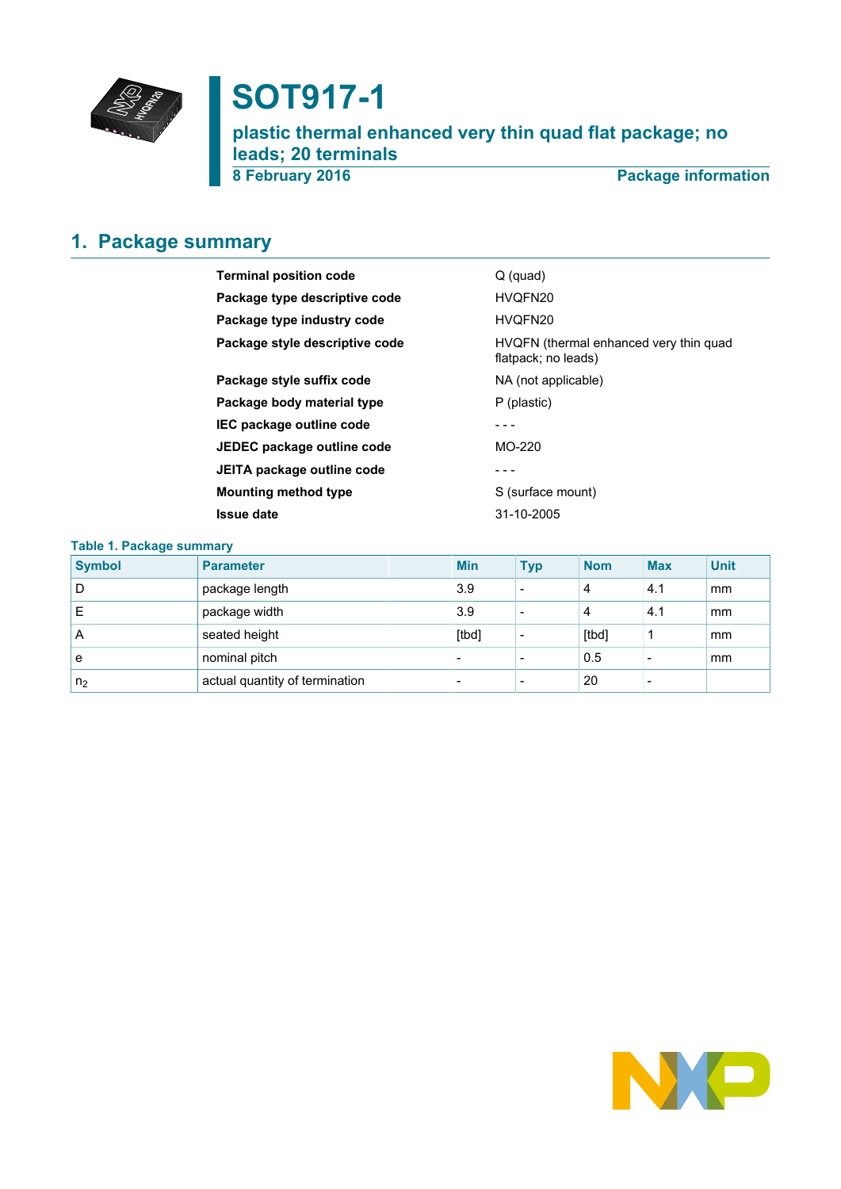# SOT917-1

## plastic thermal enhanced very thin quad flat package; no leads; 20 terminals

**8 February 2016** **Package information**

## 1. Package summary

| | |
|---|---|
| **Terminal position code** | Q (quad) |
| **Package type descriptive code** | HVQFN20 |
| **Package type industry code** | HVQFN20 |
| **Package style descriptive code** | HVQFN (thermal enhanced very thin quad flatpack; no leads) |
| **Package style suffix code** | NA (not applicable) |
| **Package body material type** | P (plastic) |
| **IEC package outline code** | - - - |
| **JEDEC package outline code** | MO-220 |
| **JEITA package outline code** | - - - |
| **Mounting method type** | S (surface mount) |
| **Issue date** | 31-10-2005 |

**Table 1. Package summary**

| Symbol | Parameter | Min | Typ | Nom | Max | Unit |
|---|---|---|---|---|---|---|
| D | package length | 3.9 | - | 4 | 4.1 | mm |
| E | package width | 3.9 | - | 4 | 4.1 | mm |
| A | seated height | [tbd] | - | [tbd] | 1 | mm |
| e | nominal pitch | - | - | 0.5 | - | mm |
| $n_2$ | actual quantity of termination | - | - | 20 | - | |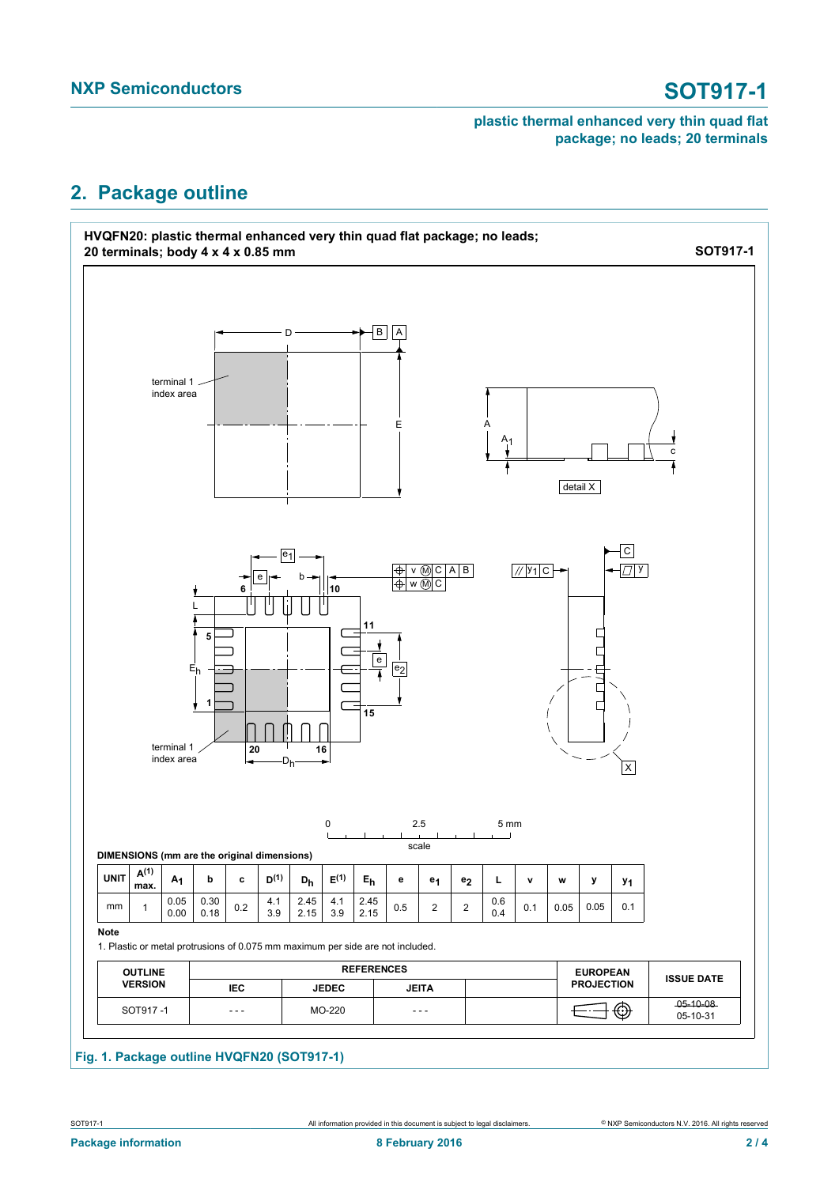## 2. Package outline

**HVQFN20: plastic thermal enhanced very thin quad flat package; no leads; 20 terminals; body 4 x 4 x 0.85 mm** **SOT917-1**

**DIMENSIONS (mm are the original dimensions)**

| UNIT | A(1) max. | $A_1$ | b | c | D(1) | $D_h$ | E(1) | $E_h$ | e | $e_1$ | $e_2$ | L | v | w | y | $y_1$ |
|---|---|---|---|---|---|---|---|---|---|---|---|---|---|---|---|---|
| mm | 1 | 0.05<br>0.00 | 0.30<br>0.18 | 0.2 | 4.1<br>3.9 | 2.45<br>2.15 | 4.1<br>3.9 | 2.45<br>2.15 | 0.5 | 2 | 2 | 0.6<br>0.4 | 0.1 | 0.05 | 0.05 | 0.1 |

**Note**

1. Plastic or metal protrusions of 0.075 mm maximum per side are not included.

| OUTLINE VERSION | REFERENCES | | | | EUROPEAN PROJECTION | ISSUE DATE |
|---|---|---|---|---|---|---|
| | IEC | JEDEC | JEITA | | | |
| SOT917-1 | - - - | MO-220 | - - - | | | ~~05-10-08~~<br>05-10-31 |

Fig. 1. Package outline HVQFN20 (SOT917-1)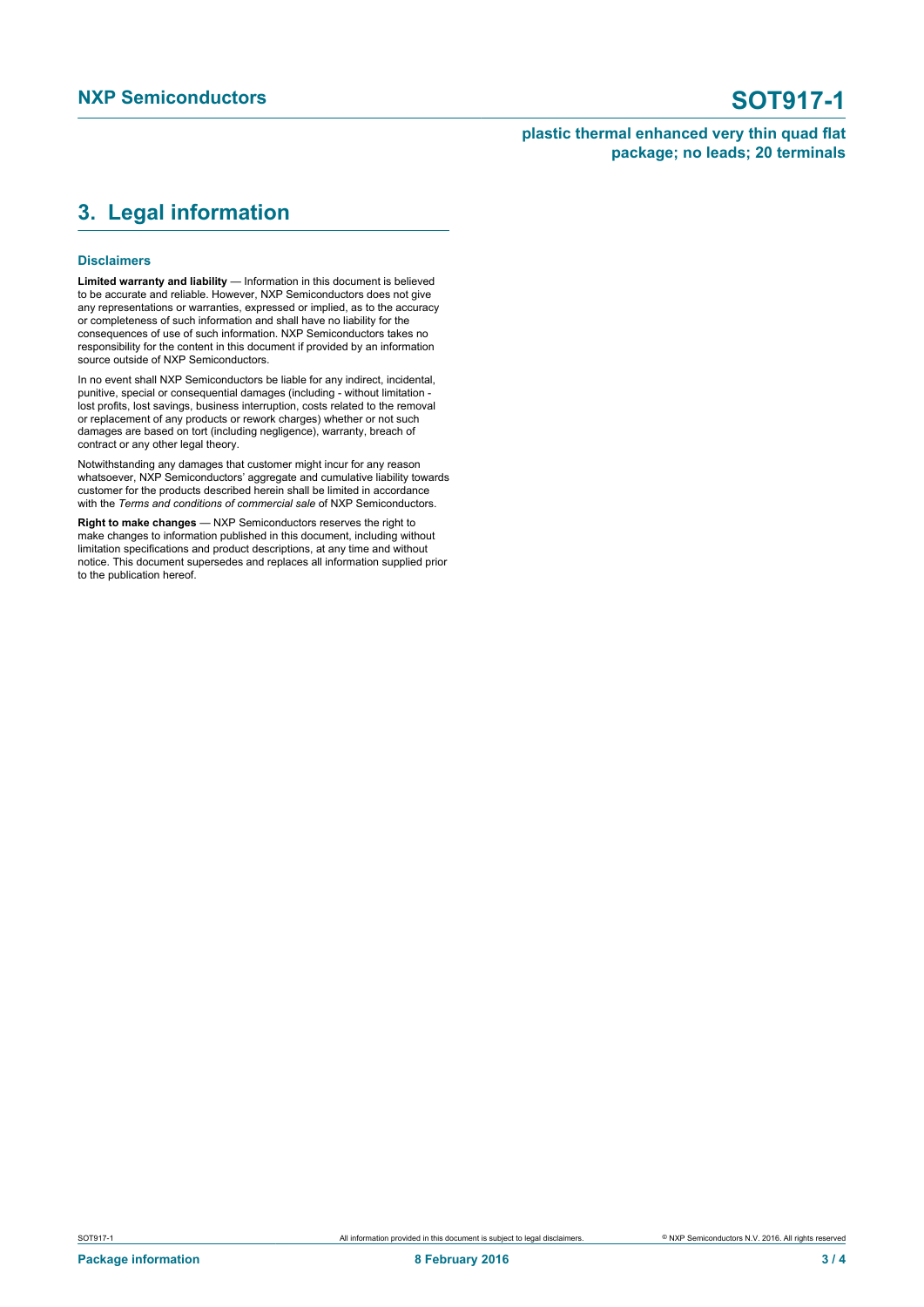# 3. Legal information

### Disclaimers

**Limited warranty and liability** — Information in this document is believed to be accurate and reliable. However, NXP Semiconductors does not give any representations or warranties, expressed or implied, as to the accuracy or completeness of such information and shall have no liability for the consequences of use of such information. NXP Semiconductors takes no responsibility for the content in this document if provided by an information source outside of NXP Semiconductors.

In no event shall NXP Semiconductors be liable for any indirect, incidental, punitive, special or consequential damages (including - without limitation - lost profits, lost savings, business interruption, costs related to the removal or replacement of any products or rework charges) whether or not such damages are based on tort (including negligence), warranty, breach of contract or any other legal theory.

Notwithstanding any damages that customer might incur for any reason whatsoever, NXP Semiconductors' aggregate and cumulative liability towards customer for the products described herein shall be limited in accordance with the *Terms and conditions of commercial sale* of NXP Semiconductors.

**Right to make changes** — NXP Semiconductors reserves the right to make changes to information published in this document, including without limitation specifications and product descriptions, at any time and without notice. This document supersedes and replaces all information supplied prior to the publication hereof.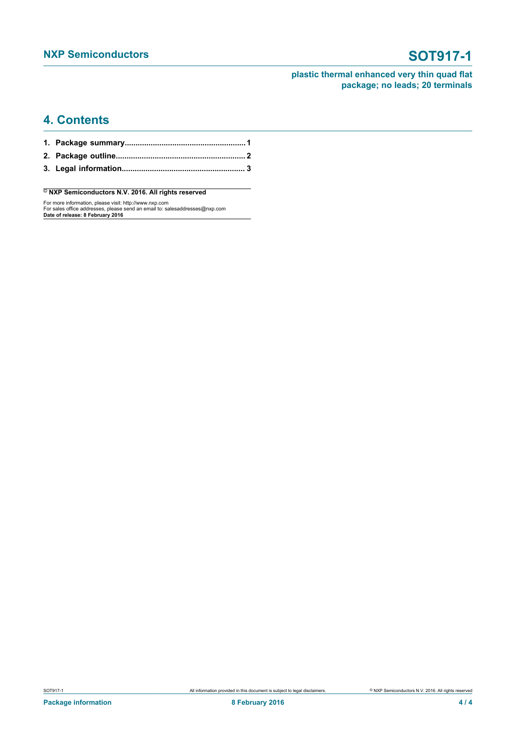## 4. Contents

**1. Package summary....................................................... 1**

**2. Package outline........................................................... 2**

**3. Legal information........................................................ 3**

**© NXP Semiconductors N.V. 2016. All rights reserved**

For more information, please visit: http://www.nxp.com
For sales office addresses, please send an email to: salesaddresses@nxp.com
**Date of release: 8 February 2016**